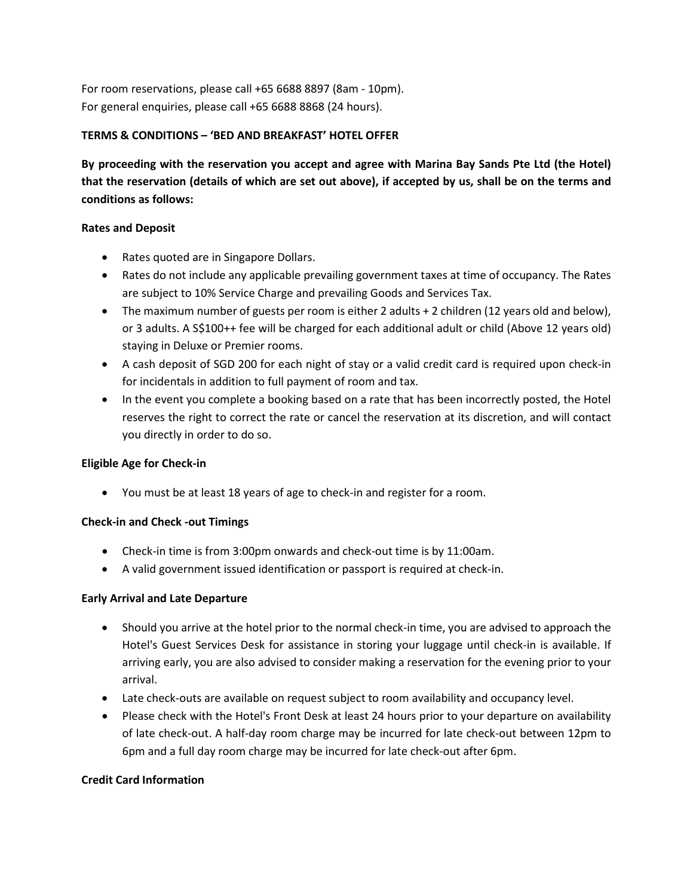For room reservations, please call +65 6688 8897 (8am - 10pm).
For general enquiries, please call +65 6688 8868 (24 hours).

**TERMS & CONDITIONS – 'BED AND BREAKFAST' HOTEL OFFER**

**By proceeding with the reservation you accept and agree with Marina Bay Sands Pte Ltd (the Hotel) that the reservation (details of which are set out above), if accepted by us, shall be on the terms and conditions as follows:**

**Rates and Deposit**

- Rates quoted are in Singapore Dollars.
- Rates do not include any applicable prevailing government taxes at time of occupancy. The Rates are subject to 10% Service Charge and prevailing Goods and Services Tax.
- The maximum number of guests per room is either 2 adults + 2 children (12 years old and below), or 3 adults. A S$100++ fee will be charged for each additional adult or child (Above 12 years old) staying in Deluxe or Premier rooms.
- A cash deposit of SGD 200 for each night of stay or a valid credit card is required upon check-in for incidentals in addition to full payment of room and tax.
- In the event you complete a booking based on a rate that has been incorrectly posted, the Hotel reserves the right to correct the rate or cancel the reservation at its discretion, and will contact you directly in order to do so.

**Eligible Age for Check-in**

- You must be at least 18 years of age to check-in and register for a room.

**Check-in and Check -out Timings**

- Check-in time is from 3:00pm onwards and check-out time is by 11:00am.
- A valid government issued identification or passport is required at check-in.

**Early Arrival and Late Departure**

- Should you arrive at the hotel prior to the normal check-in time, you are advised to approach the Hotel's Guest Services Desk for assistance in storing your luggage until check-in is available. If arriving early, you are also advised to consider making a reservation for the evening prior to your arrival.
- Late check-outs are available on request subject to room availability and occupancy level.
- Please check with the Hotel's Front Desk at least 24 hours prior to your departure on availability of late check-out. A half-day room charge may be incurred for late check-out between 12pm to 6pm and a full day room charge may be incurred for late check-out after 6pm.

**Credit Card Information**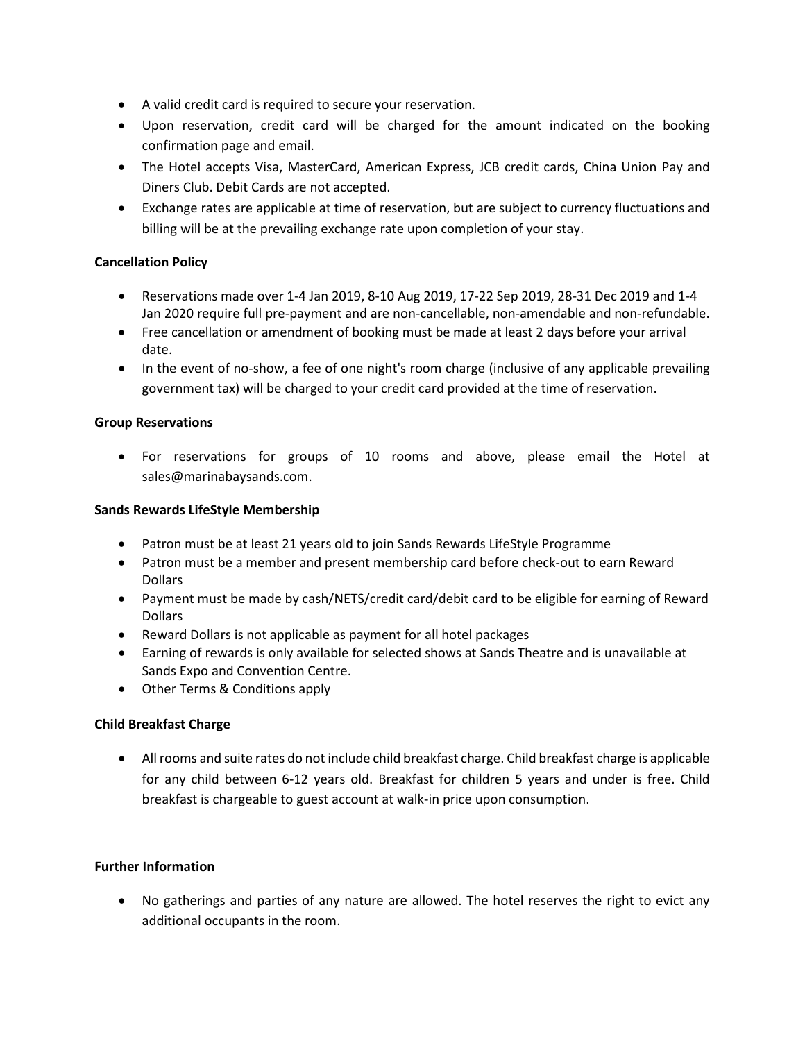- A valid credit card is required to secure your reservation.
- Upon reservation, credit card will be charged for the amount indicated on the booking confirmation page and email.
- The Hotel accepts Visa, MasterCard, American Express, JCB credit cards, China Union Pay and Diners Club. Debit Cards are not accepted.
- Exchange rates are applicable at time of reservation, but are subject to currency fluctuations and billing will be at the prevailing exchange rate upon completion of your stay.

**Cancellation Policy**

- Reservations made over 1-4 Jan 2019, 8-10 Aug 2019, 17-22 Sep 2019, 28-31 Dec 2019 and 1-4 Jan 2020 require full pre-payment and are non-cancellable, non-amendable and non-refundable.
- Free cancellation or amendment of booking must be made at least 2 days before your arrival date.
- In the event of no-show, a fee of one night's room charge (inclusive of any applicable prevailing government tax) will be charged to your credit card provided at the time of reservation.

**Group Reservations**

- For reservations for groups of 10 rooms and above, please email the Hotel at sales@marinabaysands.com.

**Sands Rewards LifeStyle Membership**

- Patron must be at least 21 years old to join Sands Rewards LifeStyle Programme
- Patron must be a member and present membership card before check-out to earn Reward Dollars
- Payment must be made by cash/NETS/credit card/debit card to be eligible for earning of Reward Dollars
- Reward Dollars is not applicable as payment for all hotel packages
- Earning of rewards is only available for selected shows at Sands Theatre and is unavailable at Sands Expo and Convention Centre.
- Other Terms & Conditions apply

**Child Breakfast Charge**

- All rooms and suite rates do not include child breakfast charge. Child breakfast charge is applicable for any child between 6-12 years old. Breakfast for children 5 years and under is free. Child breakfast is chargeable to guest account at walk-in price upon consumption.

**Further Information**

- No gatherings and parties of any nature are allowed. The hotel reserves the right to evict any additional occupants in the room.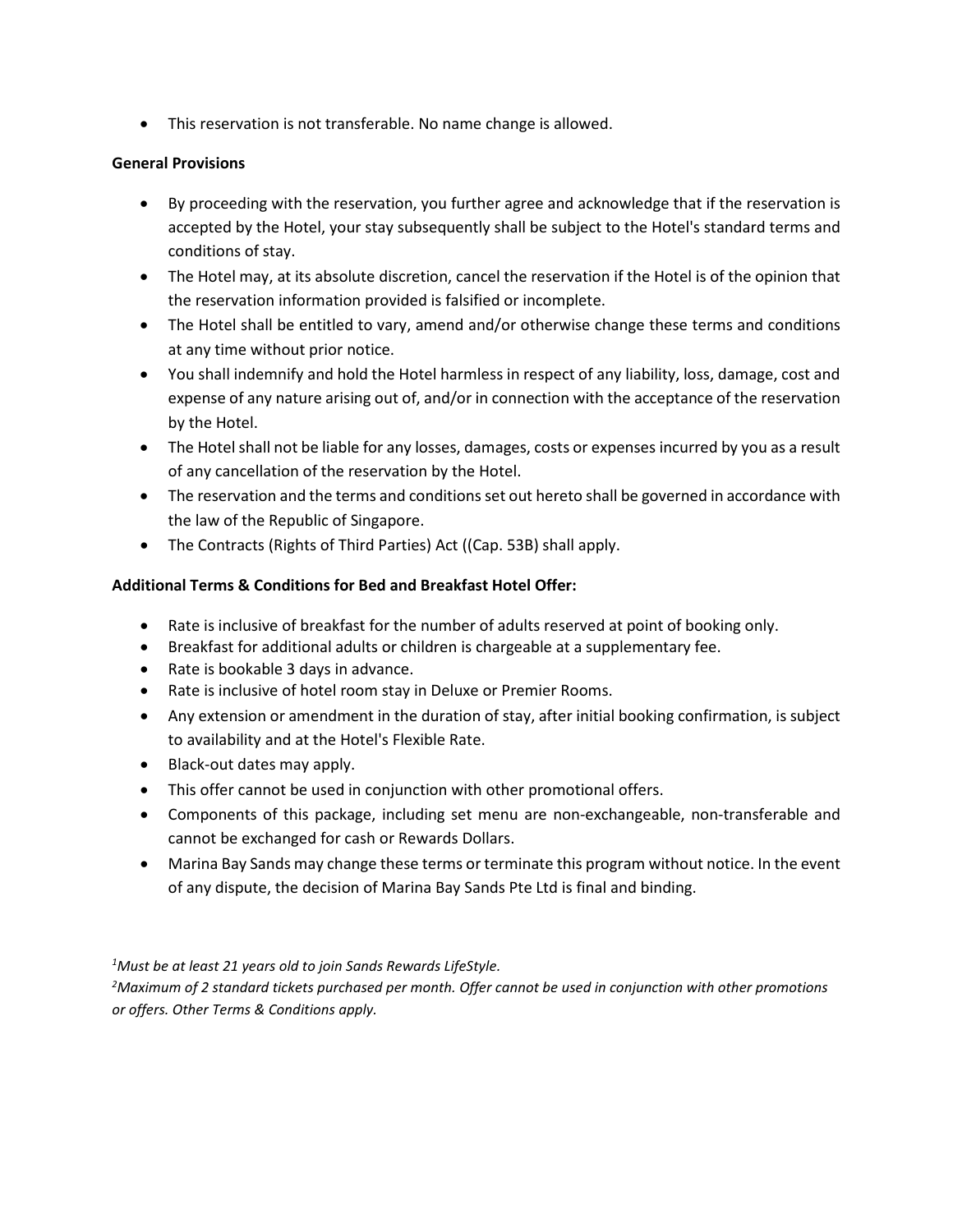- This reservation is not transferable. No name change is allowed.

**General Provisions**

- By proceeding with the reservation, you further agree and acknowledge that if the reservation is accepted by the Hotel, your stay subsequently shall be subject to the Hotel's standard terms and conditions of stay.
- The Hotel may, at its absolute discretion, cancel the reservation if the Hotel is of the opinion that the reservation information provided is falsified or incomplete.
- The Hotel shall be entitled to vary, amend and/or otherwise change these terms and conditions at any time without prior notice.
- You shall indemnify and hold the Hotel harmless in respect of any liability, loss, damage, cost and expense of any nature arising out of, and/or in connection with the acceptance of the reservation by the Hotel.
- The Hotel shall not be liable for any losses, damages, costs or expenses incurred by you as a result of any cancellation of the reservation by the Hotel.
- The reservation and the terms and conditions set out hereto shall be governed in accordance with the law of the Republic of Singapore.
- The Contracts (Rights of Third Parties) Act ((Cap. 53B) shall apply.

**Additional Terms & Conditions for Bed and Breakfast Hotel Offer:**

- Rate is inclusive of breakfast for the number of adults reserved at point of booking only.
- Breakfast for additional adults or children is chargeable at a supplementary fee.
- Rate is bookable 3 days in advance.
- Rate is inclusive of hotel room stay in Deluxe or Premier Rooms.
- Any extension or amendment in the duration of stay, after initial booking confirmation, is subject to availability and at the Hotel's Flexible Rate.
- Black-out dates may apply.
- This offer cannot be used in conjunction with other promotional offers.
- Components of this package, including set menu are non-exchangeable, non-transferable and cannot be exchanged for cash or Rewards Dollars.
- Marina Bay Sands may change these terms or terminate this program without notice. In the event of any dispute, the decision of Marina Bay Sands Pte Ltd is final and binding.

*[1]Must be at least 21 years old to join Sands Rewards LifeStyle.*

*[2]Maximum of 2 standard tickets purchased per month. Offer cannot be used in conjunction with other promotions or offers. Other Terms & Conditions apply.*